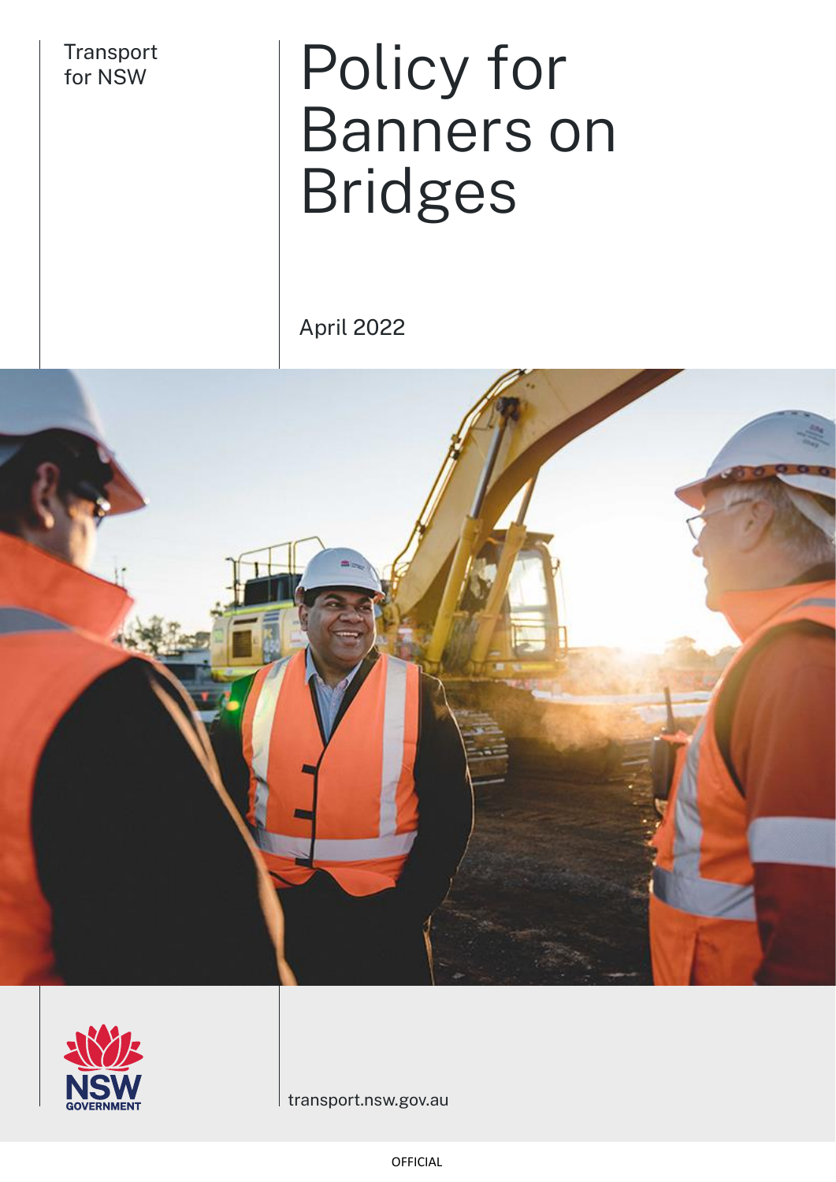Transport for NSW

# Policy for Banners on Bridges

April 2022

NSW GOVERNMENT

transport.nsw.gov.au

OFFICIAL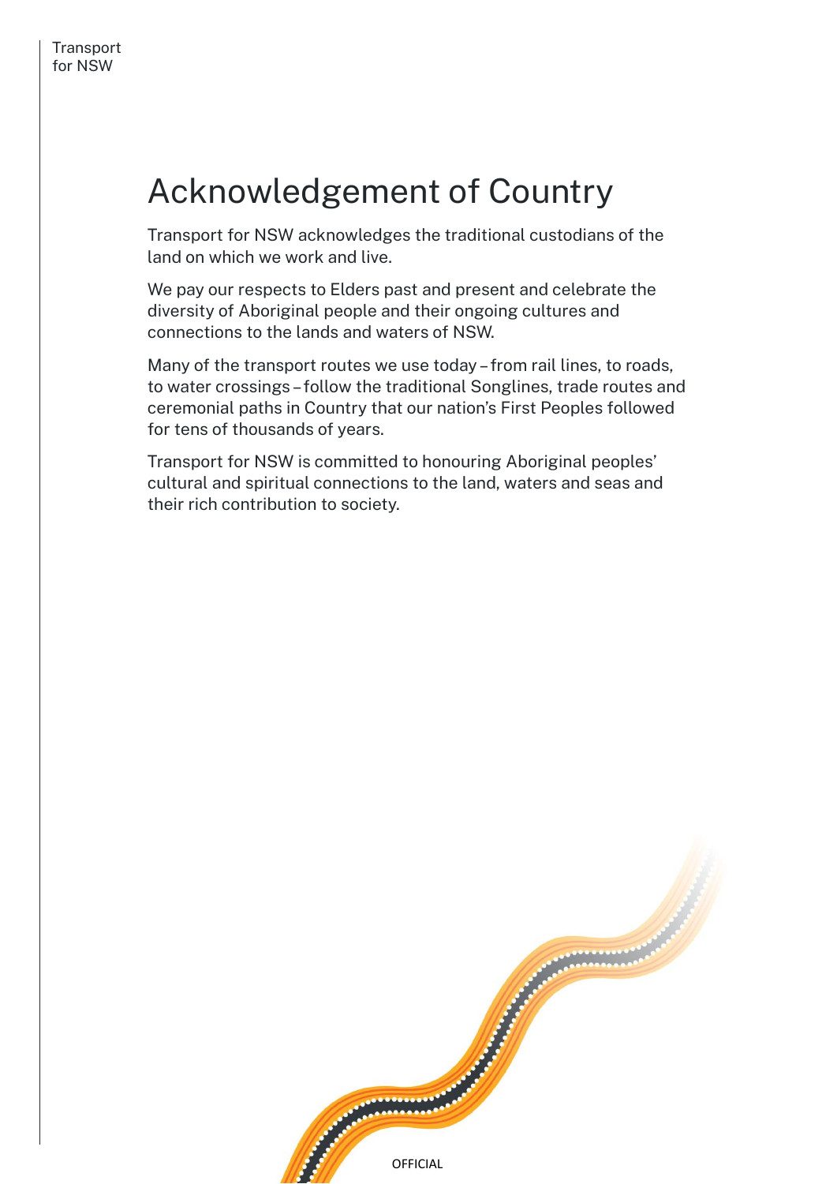# Acknowledgement of Country

Transport for NSW acknowledges the traditional custodians of the land on which we work and live.

We pay our respects to Elders past and present and celebrate the diversity of Aboriginal people and their ongoing cultures and connections to the lands and waters of NSW.

Many of the transport routes we use today – from rail lines, to roads, to water crossings – follow the traditional Songlines, trade routes and ceremonial paths in Country that our nation's First Peoples followed for tens of thousands of years.

Transport for NSW is committed to honouring Aboriginal peoples' cultural and spiritual connections to the land, waters and seas and their rich contribution to society.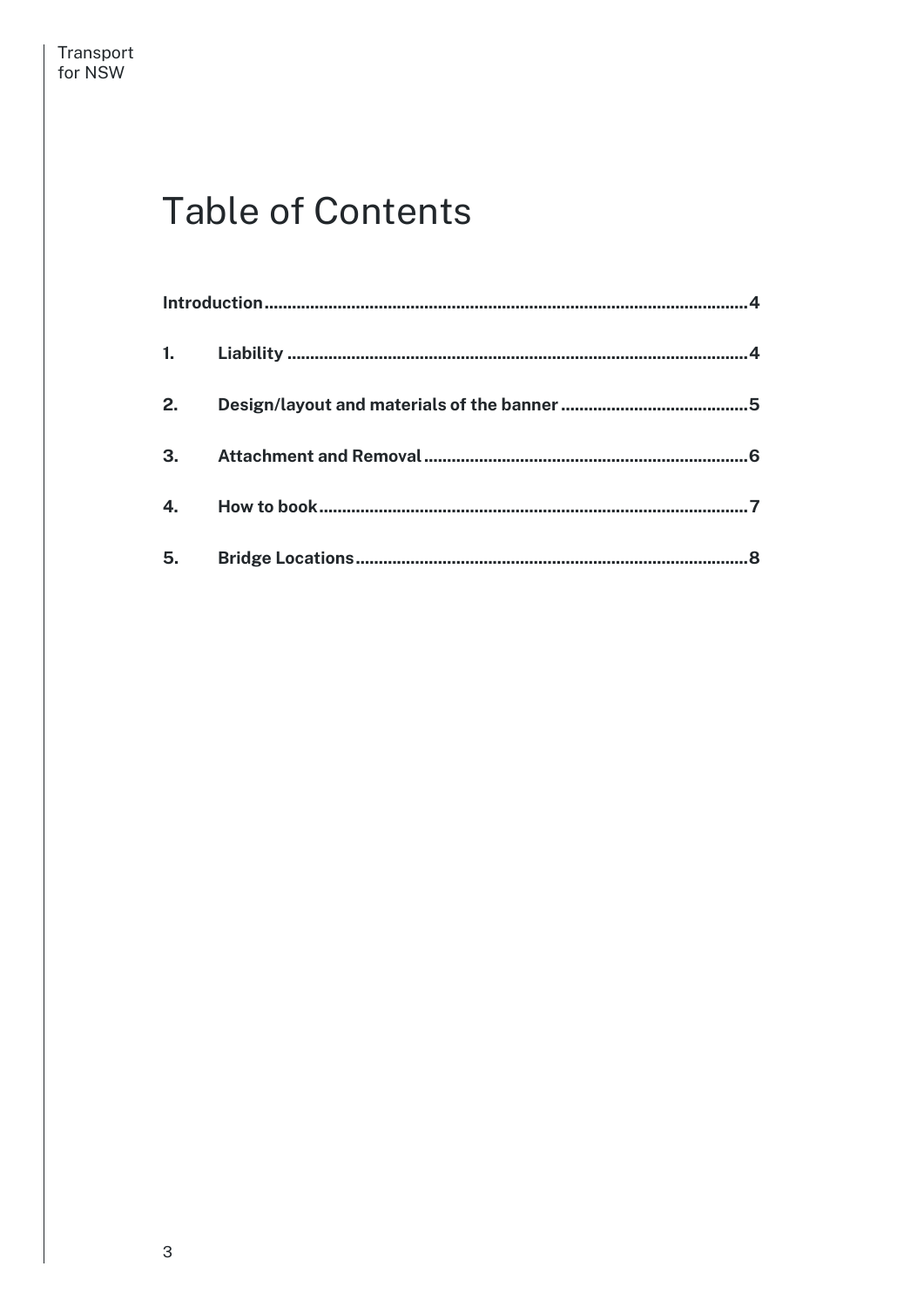# Table of Contents

**Introduction** ........................................................................................................ **4**

**1. Liability** ................................................................................................... **4**

**2. Design/layout and materials of the banner** ......................................... **5**

**3. Attachment and Removal** ...................................................................... **6**

**4. How to book** ............................................................................................ **7**

**5. Bridge Locations** .................................................................................... **8**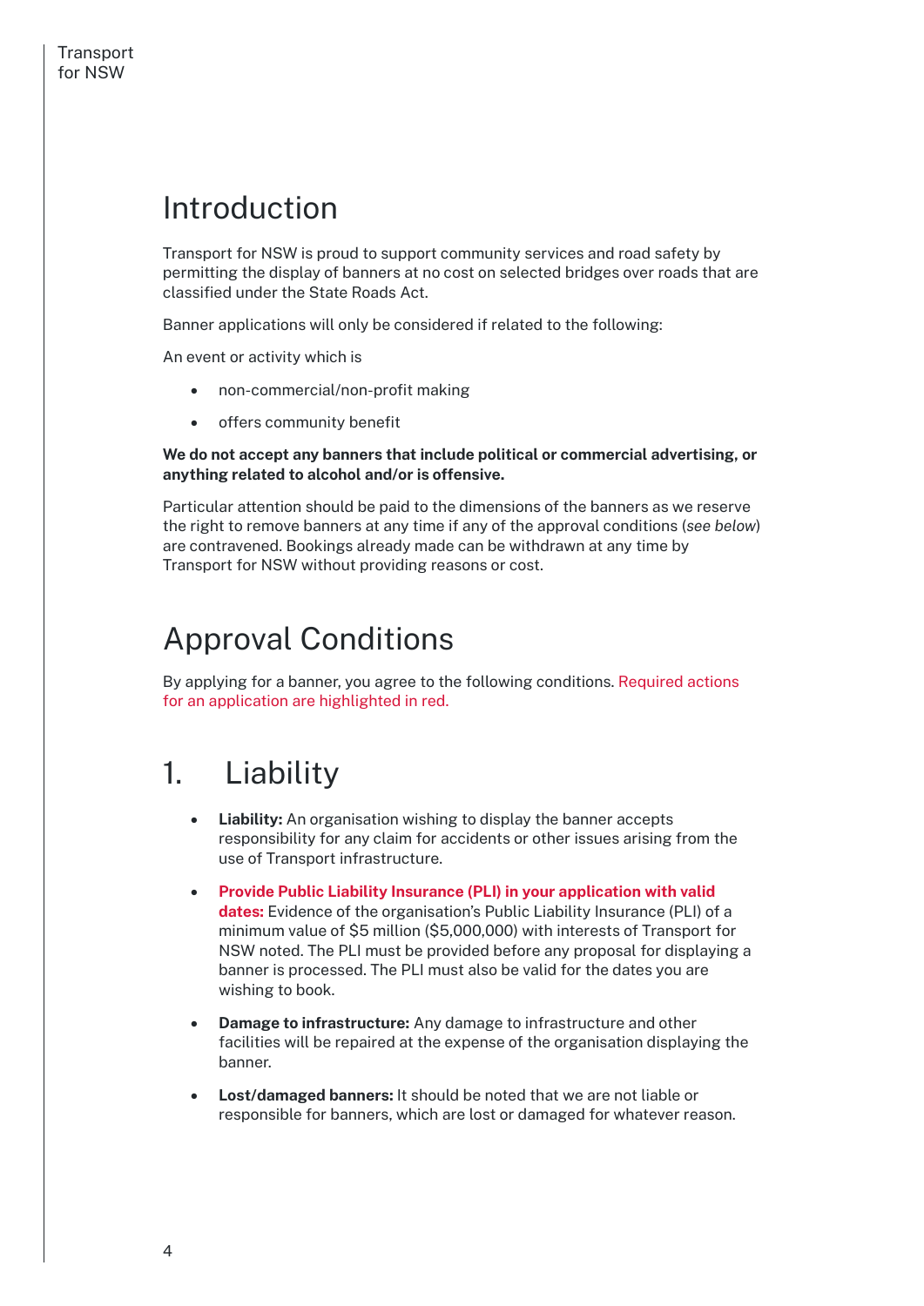# Introduction

Transport for NSW is proud to support community services and road safety by permitting the display of banners at no cost on selected bridges over roads that are classified under the State Roads Act.

Banner applications will only be considered if related to the following:

An event or activity which is

- non-commercial/non-profit making
- offers community benefit

**We do not accept any banners that include political or commercial advertising, or anything related to alcohol and/or is offensive.**

Particular attention should be paid to the dimensions of the banners as we reserve the right to remove banners at any time if any of the approval conditions (*see below*) are contravened. Bookings already made can be withdrawn at any time by Transport for NSW without providing reasons or cost.

# Approval Conditions

By applying for a banner, you agree to the following conditions. Required actions for an application are highlighted in red.

## 1. Liability

- **Liability:** An organisation wishing to display the banner accepts responsibility for any claim for accidents or other issues arising from the use of Transport infrastructure.
- **Provide Public Liability Insurance (PLI) in your application with valid dates:** Evidence of the organisation's Public Liability Insurance (PLI) of a minimum value of $5 million ($5,000,000) with interests of Transport for NSW noted. The PLI must be provided before any proposal for displaying a banner is processed. The PLI must also be valid for the dates you are wishing to book.
- **Damage to infrastructure:** Any damage to infrastructure and other facilities will be repaired at the expense of the organisation displaying the banner.
- **Lost/damaged banners:** It should be noted that we are not liable or responsible for banners, which are lost or damaged for whatever reason.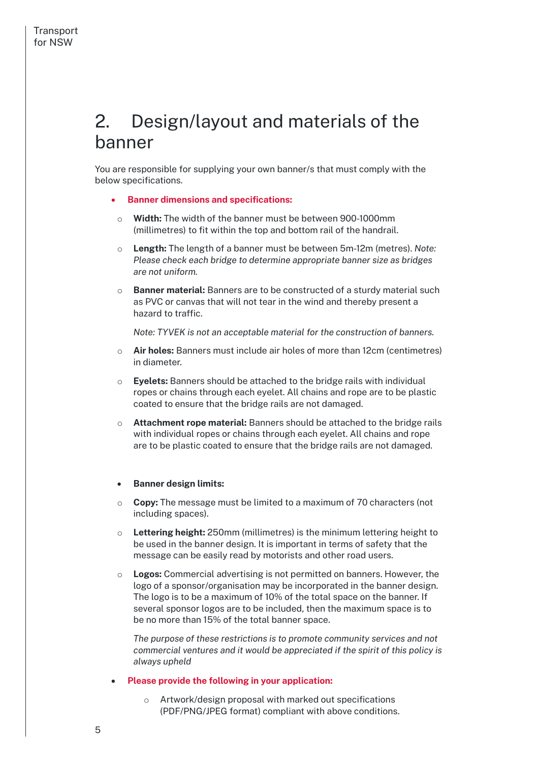## 2. Design/layout and materials of the banner

You are responsible for supplying your own banner/s that must comply with the below specifications.

- **Banner dimensions and specifications:**
  - **Width:** The width of the banner must be between 900-1000mm (millimetres) to fit within the top and bottom rail of the handrail.
  - **Length:** The length of a banner must be between 5m-12m (metres). *Note: Please check each bridge to determine appropriate banner size as bridges are not uniform.*
  - **Banner material:** Banners are to be constructed of a sturdy material such as PVC or canvas that will not tear in the wind and thereby present a hazard to traffic.

    *Note: TYVEK is not an acceptable material for the construction of banners.*
  - **Air holes:** Banners must include air holes of more than 12cm (centimetres) in diameter.
  - **Eyelets:** Banners should be attached to the bridge rails with individual ropes or chains through each eyelet. All chains and rope are to be plastic coated to ensure that the bridge rails are not damaged.
  - **Attachment rope material:** Banners should be attached to the bridge rails with individual ropes or chains through each eyelet. All chains and rope are to be plastic coated to ensure that the bridge rails are not damaged.

- **Banner design limits:**
  - **Copy:** The message must be limited to a maximum of 70 characters (not including spaces).
  - **Lettering height:** 250mm (millimetres) is the minimum lettering height to be used in the banner design. It is important in terms of safety that the message can be easily read by motorists and other road users.
  - **Logos:** Commercial advertising is not permitted on banners. However, the logo of a sponsor/organisation may be incorporated in the banner design. The logo is to be a maximum of 10% of the total space on the banner. If several sponsor logos are to be included, then the maximum space is to be no more than 15% of the total banner space.

    *The purpose of these restrictions is to promote community services and not commercial ventures and it would be appreciated if the spirit of this policy is always upheld*

- **Please provide the following in your application:**
  - Artwork/design proposal with marked out specifications (PDF/PNG/JPEG format) compliant with above conditions.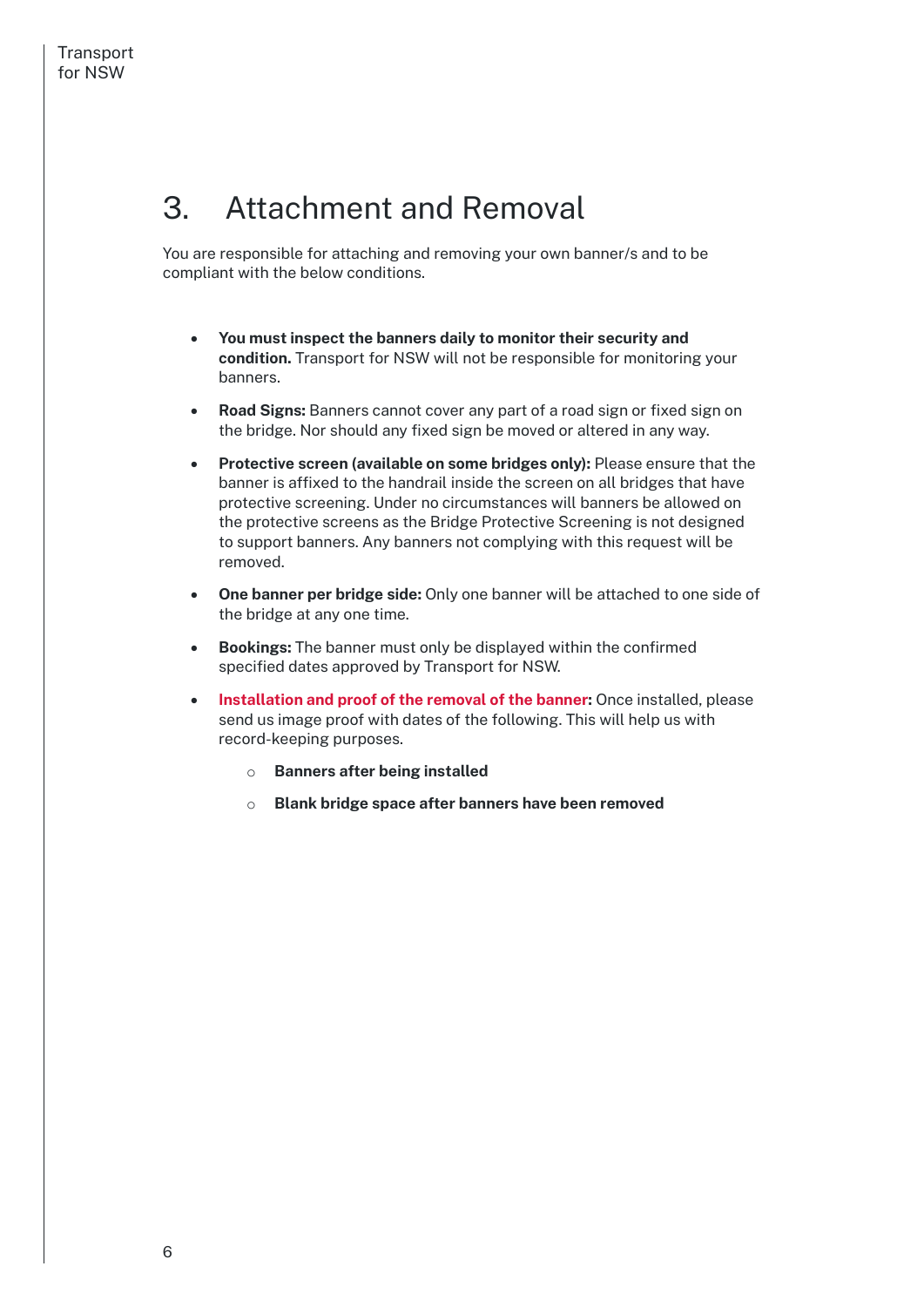# 3. Attachment and Removal

You are responsible for attaching and removing your own banner/s and to be compliant with the below conditions.

- **You must inspect the banners daily to monitor their security and condition.** Transport for NSW will not be responsible for monitoring your banners.
- **Road Signs:** Banners cannot cover any part of a road sign or fixed sign on the bridge. Nor should any fixed sign be moved or altered in any way.
- **Protective screen (available on some bridges only):** Please ensure that the banner is affixed to the handrail inside the screen on all bridges that have protective screening. Under no circumstances will banners be allowed on the protective screens as the Bridge Protective Screening is not designed to support banners. Any banners not complying with this request will be removed.
- **One banner per bridge side:** Only one banner will be attached to one side of the bridge at any one time.
- **Bookings:** The banner must only be displayed within the confirmed specified dates approved by Transport for NSW.
- **Installation and proof of the removal of the banner:** Once installed, please send us image proof with dates of the following. This will help us with record-keeping purposes.
    - **Banners after being installed**
    - **Blank bridge space after banners have been removed**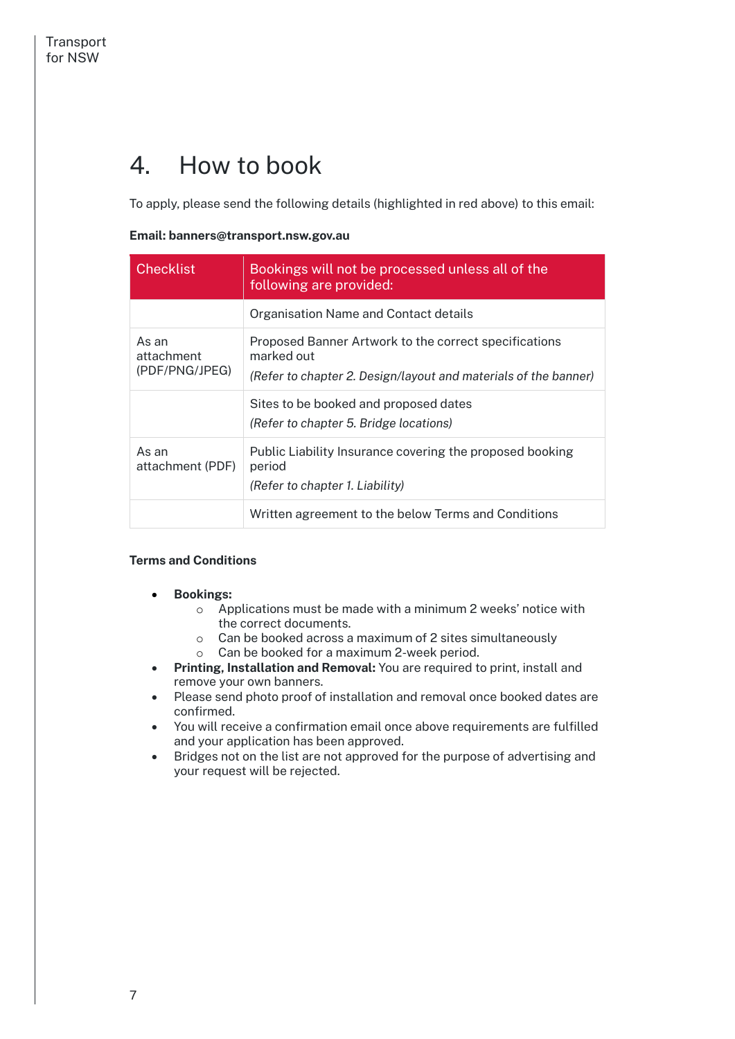# 4. How to book

To apply, please send the following details (highlighted in red above) to this email:

**Email: banners@transport.nsw.gov.au**

| Checklist | Bookings will not be processed unless all of the following are provided: |
|---|---|
| | Organisation Name and Contact details |
| As an attachment (PDF/PNG/JPEG) | Proposed Banner Artwork to the correct specifications marked out<br>*(Refer to chapter 2. Design/layout and materials of the banner)* |
| | Sites to be booked and proposed dates<br>*(Refer to chapter 5. Bridge locations)* |
| As an attachment (PDF) | Public Liability Insurance covering the proposed booking period<br>*(Refer to chapter 1. Liability)* |
| | Written agreement to the below Terms and Conditions |

**Terms and Conditions**

- **Bookings:**
  - Applications must be made with a minimum 2 weeks' notice with the correct documents.
  - Can be booked across a maximum of 2 sites simultaneously
  - Can be booked for a maximum 2-week period.
- **Printing, Installation and Removal:** You are required to print, install and remove your own banners.
- Please send photo proof of installation and removal once booked dates are confirmed.
- You will receive a confirmation email once above requirements are fulfilled and your application has been approved.
- Bridges not on the list are not approved for the purpose of advertising and your request will be rejected.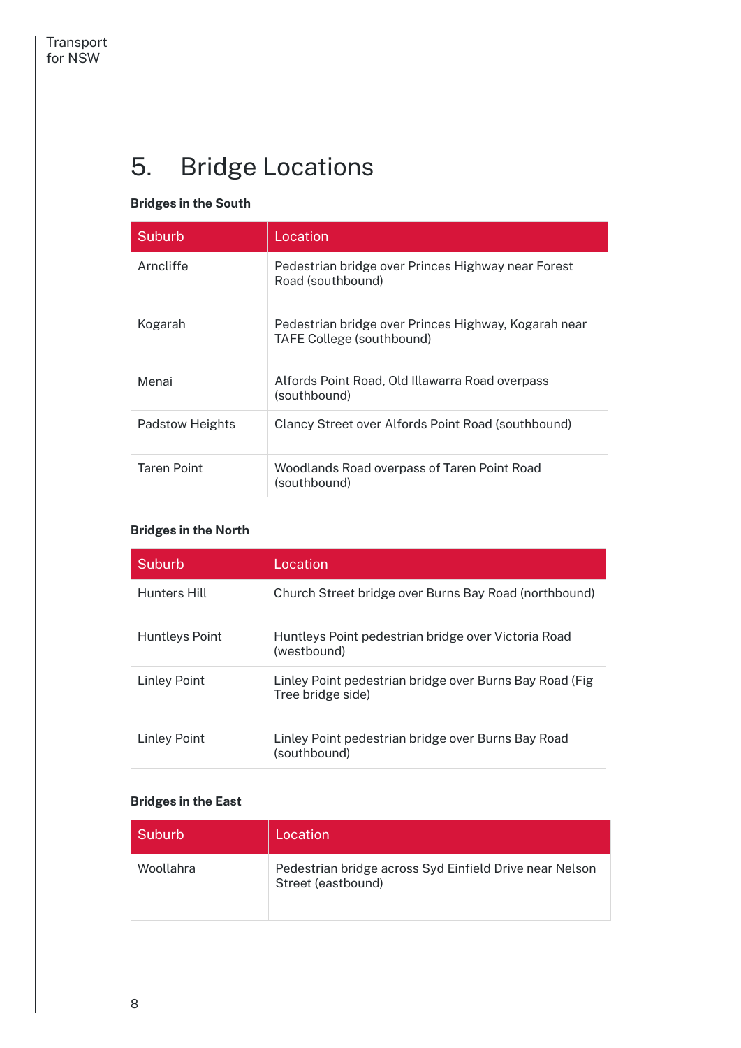# 5. Bridge Locations

**Bridges in the South**

| Suburb | Location |
| --- | --- |
| Arncliffe | Pedestrian bridge over Princes Highway near Forest Road (southbound) |
| Kogarah | Pedestrian bridge over Princes Highway, Kogarah near TAFE College (southbound) |
| Menai | Alfords Point Road, Old Illawarra Road overpass (southbound) |
| Padstow Heights | Clancy Street over Alfords Point Road (southbound) |
| Taren Point | Woodlands Road overpass of Taren Point Road (southbound) |

**Bridges in the North**

| Suburb | Location |
| --- | --- |
| Hunters Hill | Church Street bridge over Burns Bay Road (northbound) |
| Huntleys Point | Huntleys Point pedestrian bridge over Victoria Road (westbound) |
| Linley Point | Linley Point pedestrian bridge over Burns Bay Road (Fig Tree bridge side) |
| Linley Point | Linley Point pedestrian bridge over Burns Bay Road (southbound) |

**Bridges in the East**

| Suburb | Location |
| --- | --- |
| Woollahra | Pedestrian bridge across Syd Einfield Drive near Nelson Street (eastbound) |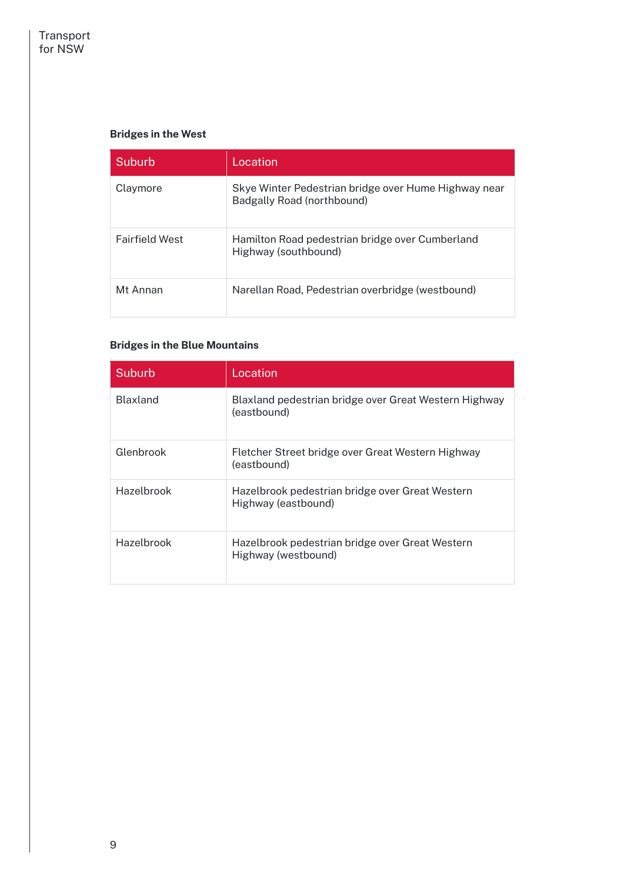**Bridges in the West**

| Suburb | Location |
| --- | --- |
| Claymore | Skye Winter Pedestrian bridge over Hume Highway near Badgally Road (northbound) |
| Fairfield West | Hamilton Road pedestrian bridge over Cumberland Highway (southbound) |
| Mt Annan | Narellan Road, Pedestrian overbridge (westbound) |

**Bridges in the Blue Mountains**

| Suburb | Location |
| --- | --- |
| Blaxland | Blaxland pedestrian bridge over Great Western Highway (eastbound) |
| Glenbrook | Fletcher Street bridge over Great Western Highway (eastbound) |
| Hazelbrook | Hazelbrook pedestrian bridge over Great Western Highway (eastbound) |
| Hazelbrook | Hazelbrook pedestrian bridge over Great Western Highway (westbound) |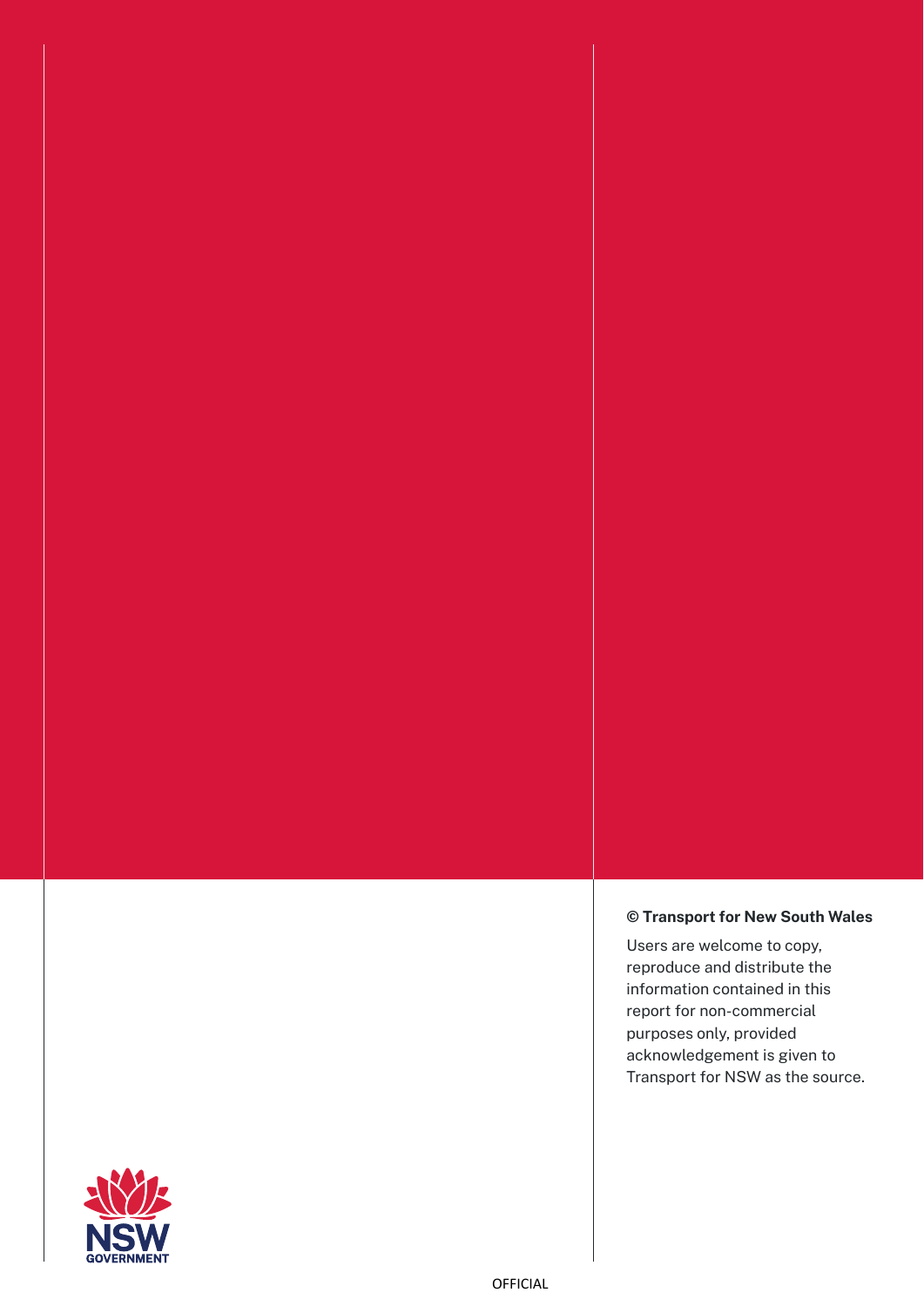**© Transport for New South Wales**

Users are welcome to copy, reproduce and distribute the information contained in this report for non-commercial purposes only, provided acknowledgement is given to Transport for NSW as the source.

OFFICIAL